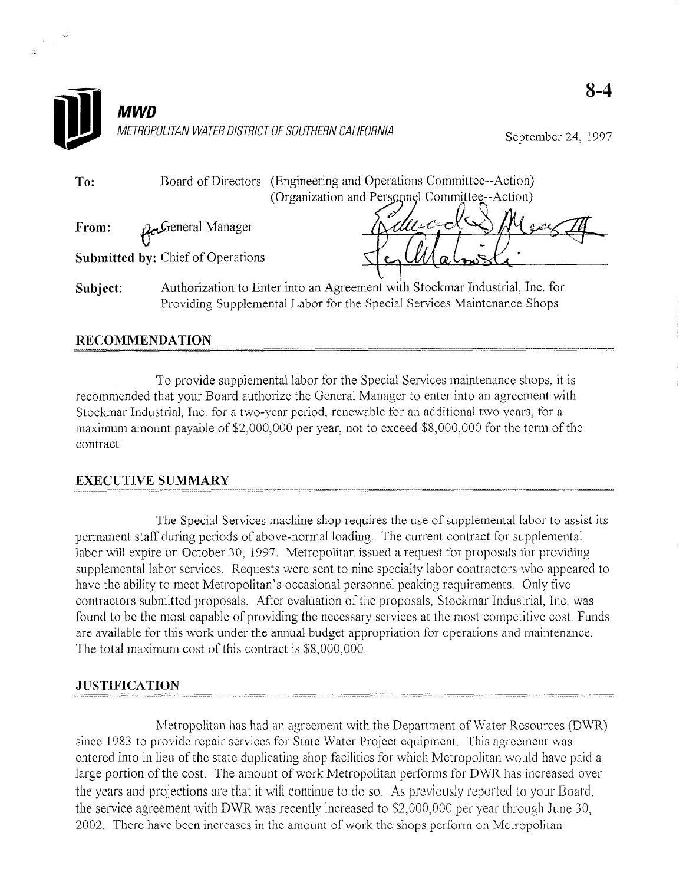**8-4**

**MWD**

*METROPOLITAN WATER DISTRICT OF SOUTHERN CALIFORNIA*

September 24, 1997

**To:** Board of Directors (Engineering and Operations Committee--Action)
(Organization and Personnel Committee--Action)

**From:** General Manager

**Submitted by:** Chief of Operations

**Subject:** Authorization to Enter into an Agreement with Stockmar Industrial, Inc. for Providing Supplemental Labor for the Special Services Maintenance Shops

## RECOMMENDATION

To provide supplemental labor for the Special Services maintenance shops, it is recommended that your Board authorize the General Manager to enter into an agreement with Stockmar Industrial, Inc. for a two-year period, renewable for an additional two years, for a maximum amount payable of $2,000,000 per year, not to exceed $8,000,000 for the term of the contract

## EXECUTIVE SUMMARY

The Special Services machine shop requires the use of supplemental labor to assist its permanent staff during periods of above-normal loading. The current contract for supplemental labor will expire on October 30, 1997. Metropolitan issued a request for proposals for providing supplemental labor services. Requests were sent to nine specialty labor contractors who appeared to have the ability to meet Metropolitan's occasional personnel peaking requirements. Only five contractors submitted proposals. After evaluation of the proposals, Stockmar Industrial, Inc. was found to be the most capable of providing the necessary services at the most competitive cost. Funds are available for this work under the annual budget appropriation for operations and maintenance. The total maximum cost of this contract is $8,000,000.

## JUSTIFICATION

Metropolitan has had an agreement with the Department of Water Resources (DWR) since 1983 to provide repair services for State Water Project equipment. This agreement was entered into in lieu of the state duplicating shop facilities for which Metropolitan would have paid a large portion of the cost. The amount of work Metropolitan performs for DWR has increased over the years and projections are that it will continue to do so. As previously reported to your Board, the service agreement with DWR was recently increased to $2,000,000 per year through June 30, 2002. There have been increases in the amount of work the shops perform on Metropolitan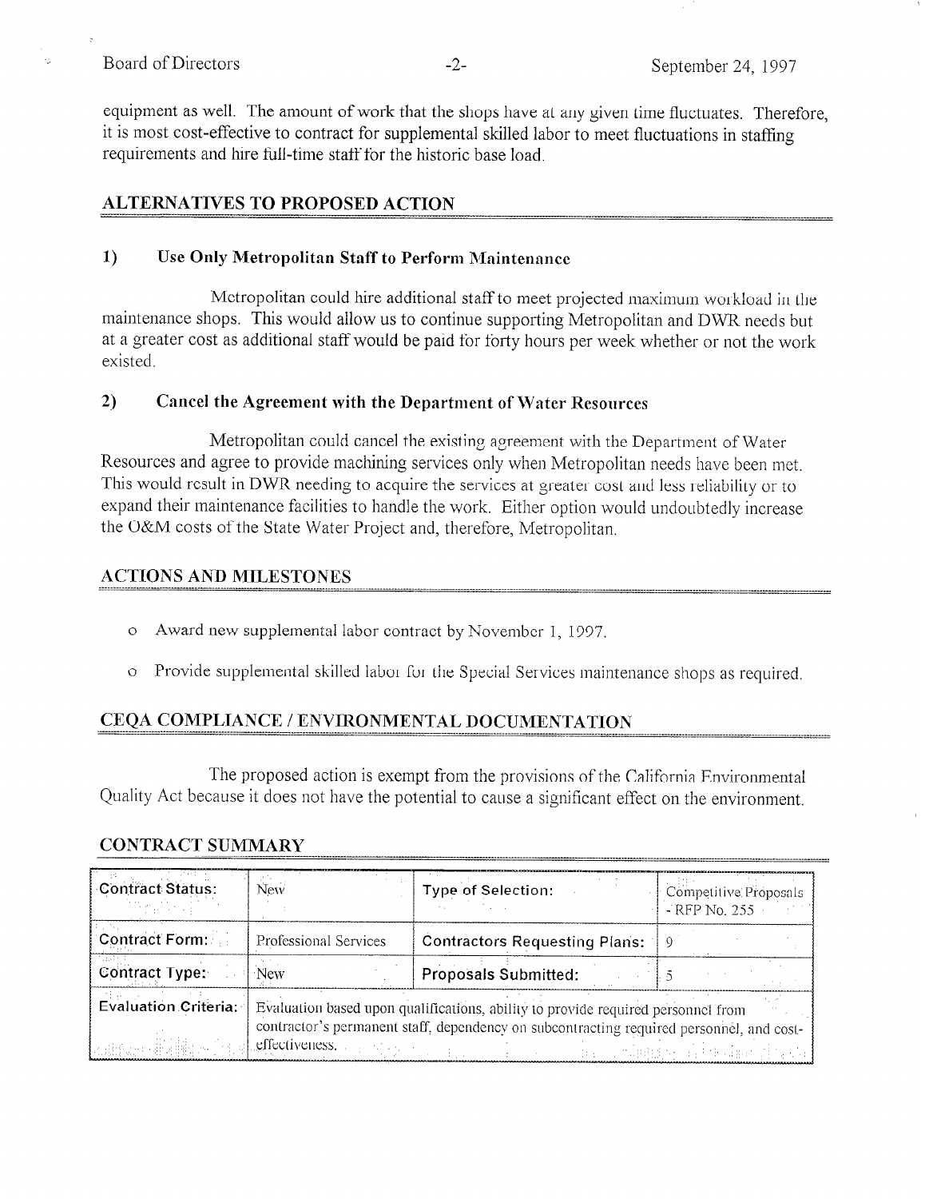equipment as well. The amount of work that the shops have at any given time fluctuates. Therefore, it is most cost-effective to contract for supplemental skilled labor to meet fluctuations in staffing requirements and hire full-time staff for the historic base load.

## ALTERNATIVES TO PROPOSED ACTION

### 1) Use Only Metropolitan Staff to Perform Maintenance

Metropolitan could hire additional staff to meet projected maximum workload in the maintenance shops. This would allow us to continue supporting Metropolitan and DWR needs but at a greater cost as additional staff would be paid for forty hours per week whether or not the work existed.

### 2) Cancel the Agreement with the Department of Water Resources

Metropolitan could cancel the existing agreement with the Department of Water Resources and agree to provide machining services only when Metropolitan needs have been met. This would result in DWR needing to acquire the services at greater cost and less reliability or to expand their maintenance facilities to handle the work. Either option would undoubtedly increase the O&M costs of the State Water Project and, therefore, Metropolitan.

## ACTIONS AND MILESTONES

- Award new supplemental labor contract by November 1, 1997.
- Provide supplemental skilled labor for the Special Services maintenance shops as required.

## CEQA COMPLIANCE / ENVIRONMENTAL DOCUMENTATION

The proposed action is exempt from the provisions of the California Environmental Quality Act because it does not have the potential to cause a significant effect on the environment.

## CONTRACT SUMMARY

| Contract Status: | New | Type of Selection: | Competitive Proposals - RFP No. 255 |
|---|---|---|---|
| Contract Form: | Professional Services | Contractors Requesting Plans: | 9 |
| Contract Type: | New | Proposals Submitted: | 5 |
| Evaluation Criteria: | Evaluation based upon qualifications, ability to provide required personnel from contractor's permanent staff, dependency on subcontracting required personnel, and cost-effectiveness. | | |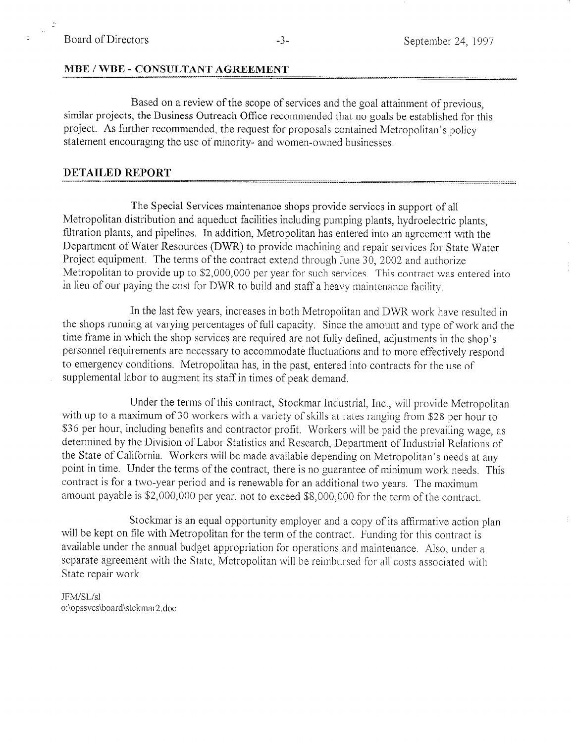## MBE / WBE - CONSULTANT AGREEMENT

Based on a review of the scope of services and the goal attainment of previous, similar projects, the Business Outreach Office recommended that no goals be established for this project. As further recommended, the request for proposals contained Metropolitan's policy statement encouraging the use of minority- and women-owned businesses.

## DETAILED REPORT

The Special Services maintenance shops provide services in support of all Metropolitan distribution and aqueduct facilities including pumping plants, hydroelectric plants, filtration plants, and pipelines. In addition, Metropolitan has entered into an agreement with the Department of Water Resources (DWR) to provide machining and repair services for State Water Project equipment. The terms of the contract extend through June 30, 2002 and authorize Metropolitan to provide up to $2,000,000 per year for such services. This contract was entered into in lieu of our paying the cost for DWR to build and staff a heavy maintenance facility.

In the last few years, increases in both Metropolitan and DWR work have resulted in the shops running at varying percentages of full capacity. Since the amount and type of work and the time frame in which the shop services are required are not fully defined, adjustments in the shop's personnel requirements are necessary to accommodate fluctuations and to more effectively respond to emergency conditions. Metropolitan has, in the past, entered into contracts for the use of supplemental labor to augment its staff in times of peak demand.

Under the terms of this contract, Stockmar Industrial, Inc., will provide Metropolitan with up to a maximum of 30 workers with a variety of skills at rates ranging from $28 per hour to $36 per hour, including benefits and contractor profit. Workers will be paid the prevailing wage, as determined by the Division of Labor Statistics and Research, Department of Industrial Relations of the State of California. Workers will be made available depending on Metropolitan's needs at any point in time. Under the terms of the contract, there is no guarantee of minimum work needs. This contract is for a two-year period and is renewable for an additional two years. The maximum amount payable is $2,000,000 per year, not to exceed $8,000,000 for the term of the contract.

Stockmar is an equal opportunity employer and a copy of its affirmative action plan will be kept on file with Metropolitan for the term of the contract. Funding for this contract is available under the annual budget appropriation for operations and maintenance. Also, under a separate agreement with the State, Metropolitan will be reimbursed for all costs associated with State repair work.

JFM/SL/sl
o:\opssvcs\board\stckmar2.doc